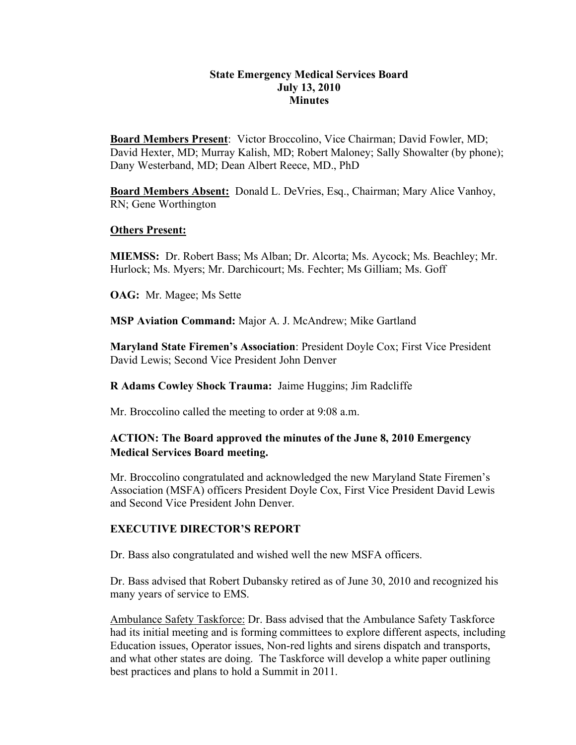**State Emergency Medical Services Board**
**July 13, 2010**
**Minutes**

**Board Members Present**: Victor Broccolino, Vice Chairman; David Fowler, MD; David Hexter, MD; Murray Kalish, MD; Robert Maloney; Sally Showalter (by phone); Dany Westerband, MD; Dean Albert Reece, MD., PhD

**Board Members Absent:** Donald L. DeVries, Esq., Chairman; Mary Alice Vanhoy, RN; Gene Worthington

**Others Present:**

**MIEMSS:** Dr. Robert Bass; Ms Alban; Dr. Alcorta; Ms. Aycock; Ms. Beachley; Mr. Hurlock; Ms. Myers; Mr. Darchicourt; Ms. Fechter; Ms Gilliam; Ms. Goff

**OAG:** Mr. Magee; Ms Sette

**MSP Aviation Command:** Major A. J. McAndrew; Mike Gartland

**Maryland State Firemen's Association**: President Doyle Cox; First Vice President David Lewis; Second Vice President John Denver

**R Adams Cowley Shock Trauma:** Jaime Huggins; Jim Radcliffe

Mr. Broccolino called the meeting to order at 9:08 a.m.

**ACTION: The Board approved the minutes of the June 8, 2010 Emergency Medical Services Board meeting.**

Mr. Broccolino congratulated and acknowledged the new Maryland State Firemen's Association (MSFA) officers President Doyle Cox, First Vice President David Lewis and Second Vice President John Denver.

**EXECUTIVE DIRECTOR'S REPORT**

Dr. Bass also congratulated and wished well the new MSFA officers.

Dr. Bass advised that Robert Dubansky retired as of June 30, 2010 and recognized his many years of service to EMS.

Ambulance Safety Taskforce: Dr. Bass advised that the Ambulance Safety Taskforce had its initial meeting and is forming committees to explore different aspects, including Education issues, Operator issues, Non-red lights and sirens dispatch and transports, and what other states are doing. The Taskforce will develop a white paper outlining best practices and plans to hold a Summit in 2011.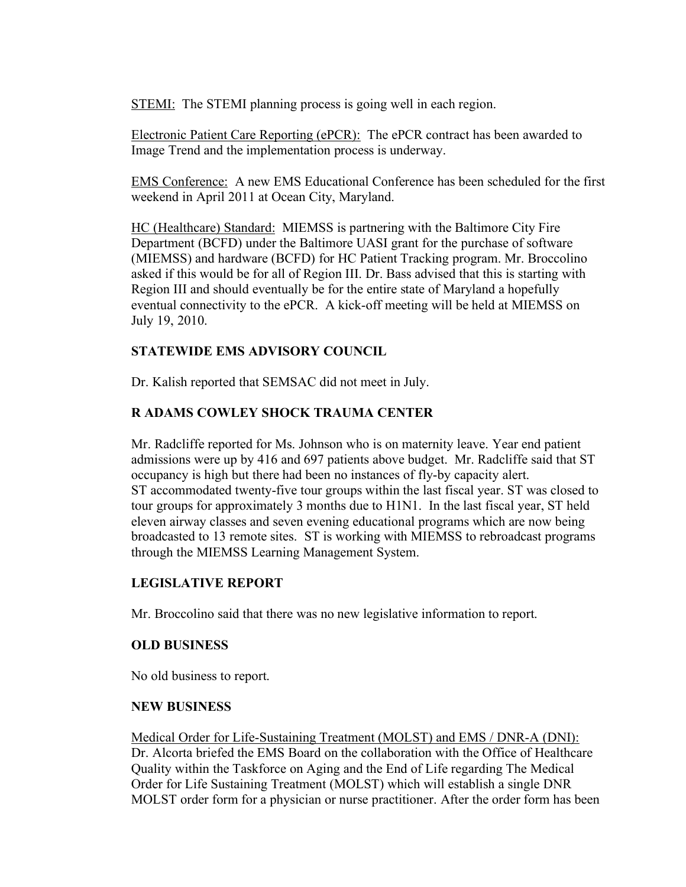<u>STEMI:</u> The STEMI planning process is going well in each region.

<u>Electronic Patient Care Reporting (ePCR):</u> The ePCR contract has been awarded to Image Trend and the implementation process is underway.

<u>EMS Conference:</u> A new EMS Educational Conference has been scheduled for the first weekend in April 2011 at Ocean City, Maryland.

<u>HC (Healthcare) Standard:</u> MIEMSS is partnering with the Baltimore City Fire Department (BCFD) under the Baltimore UASI grant for the purchase of software (MIEMSS) and hardware (BCFD) for HC Patient Tracking program. Mr. Broccolino asked if this would be for all of Region III. Dr. Bass advised that this is starting with Region III and should eventually be for the entire state of Maryland a hopefully eventual connectivity to the ePCR. A kick-off meeting will be held at MIEMSS on July 19, 2010.

## STATEWIDE EMS ADVISORY COUNCIL

Dr. Kalish reported that SEMSAC did not meet in July.

## R ADAMS COWLEY SHOCK TRAUMA CENTER

Mr. Radcliffe reported for Ms. Johnson who is on maternity leave. Year end patient admissions were up by 416 and 697 patients above budget. Mr. Radcliffe said that ST occupancy is high but there had been no instances of fly-by capacity alert. ST accommodated twenty-five tour groups within the last fiscal year. ST was closed to tour groups for approximately 3 months due to H1N1. In the last fiscal year, ST held eleven airway classes and seven evening educational programs which are now being broadcasted to 13 remote sites. ST is working with MIEMSS to rebroadcast programs through the MIEMSS Learning Management System.

## LEGISLATIVE REPORT

Mr. Broccolino said that there was no new legislative information to report.

## OLD BUSINESS

No old business to report.

## NEW BUSINESS

<u>Medical Order for Life-Sustaining Treatment (MOLST) and EMS / DNR-A (DNI):</u>
Dr. Alcorta briefed the EMS Board on the collaboration with the Office of Healthcare Quality within the Taskforce on Aging and the End of Life regarding The Medical Order for Life Sustaining Treatment (MOLST) which will establish a single DNR MOLST order form for a physician or nurse practitioner. After the order form has been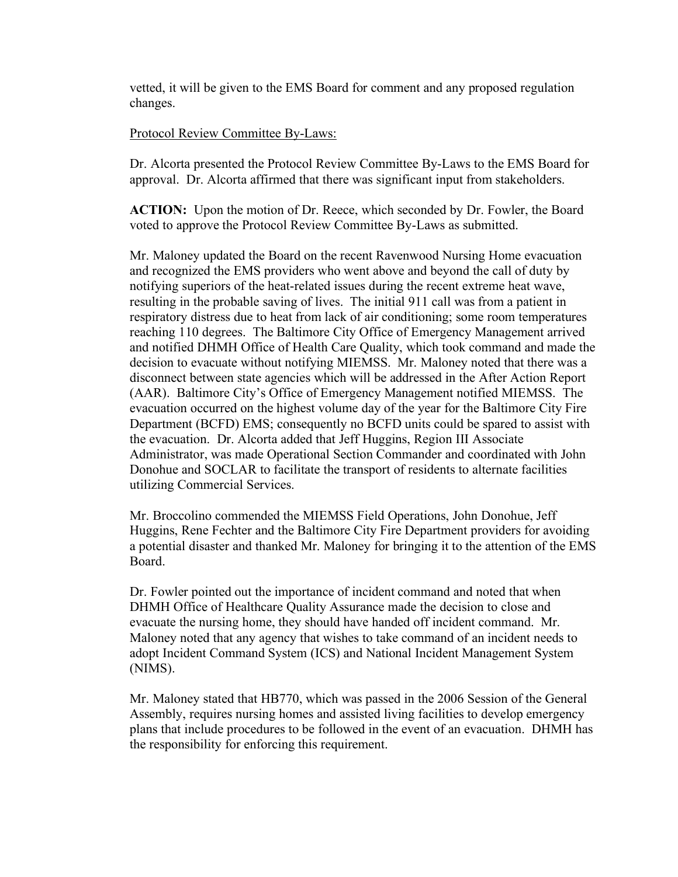vetted, it will be given to the EMS Board for comment and any proposed regulation changes.

Protocol Review Committee By-Laws:

Dr. Alcorta presented the Protocol Review Committee By-Laws to the EMS Board for approval. Dr. Alcorta affirmed that there was significant input from stakeholders.

**ACTION:** Upon the motion of Dr. Reece, which seconded by Dr. Fowler, the Board voted to approve the Protocol Review Committee By-Laws as submitted.

Mr. Maloney updated the Board on the recent Ravenwood Nursing Home evacuation and recognized the EMS providers who went above and beyond the call of duty by notifying superiors of the heat-related issues during the recent extreme heat wave, resulting in the probable saving of lives. The initial 911 call was from a patient in respiratory distress due to heat from lack of air conditioning; some room temperatures reaching 110 degrees. The Baltimore City Office of Emergency Management arrived and notified DHMH Office of Health Care Quality, which took command and made the decision to evacuate without notifying MIEMSS. Mr. Maloney noted that there was a disconnect between state agencies which will be addressed in the After Action Report (AAR). Baltimore City's Office of Emergency Management notified MIEMSS. The evacuation occurred on the highest volume day of the year for the Baltimore City Fire Department (BCFD) EMS; consequently no BCFD units could be spared to assist with the evacuation. Dr. Alcorta added that Jeff Huggins, Region III Associate Administrator, was made Operational Section Commander and coordinated with John Donohue and SOCLAR to facilitate the transport of residents to alternate facilities utilizing Commercial Services.

Mr. Broccolino commended the MIEMSS Field Operations, John Donohue, Jeff Huggins, Rene Fechter and the Baltimore City Fire Department providers for avoiding a potential disaster and thanked Mr. Maloney for bringing it to the attention of the EMS Board.

Dr. Fowler pointed out the importance of incident command and noted that when DHMH Office of Healthcare Quality Assurance made the decision to close and evacuate the nursing home, they should have handed off incident command. Mr. Maloney noted that any agency that wishes to take command of an incident needs to adopt Incident Command System (ICS) and National Incident Management System (NIMS).

Mr. Maloney stated that HB770, which was passed in the 2006 Session of the General Assembly, requires nursing homes and assisted living facilities to develop emergency plans that include procedures to be followed in the event of an evacuation. DHMH has the responsibility for enforcing this requirement.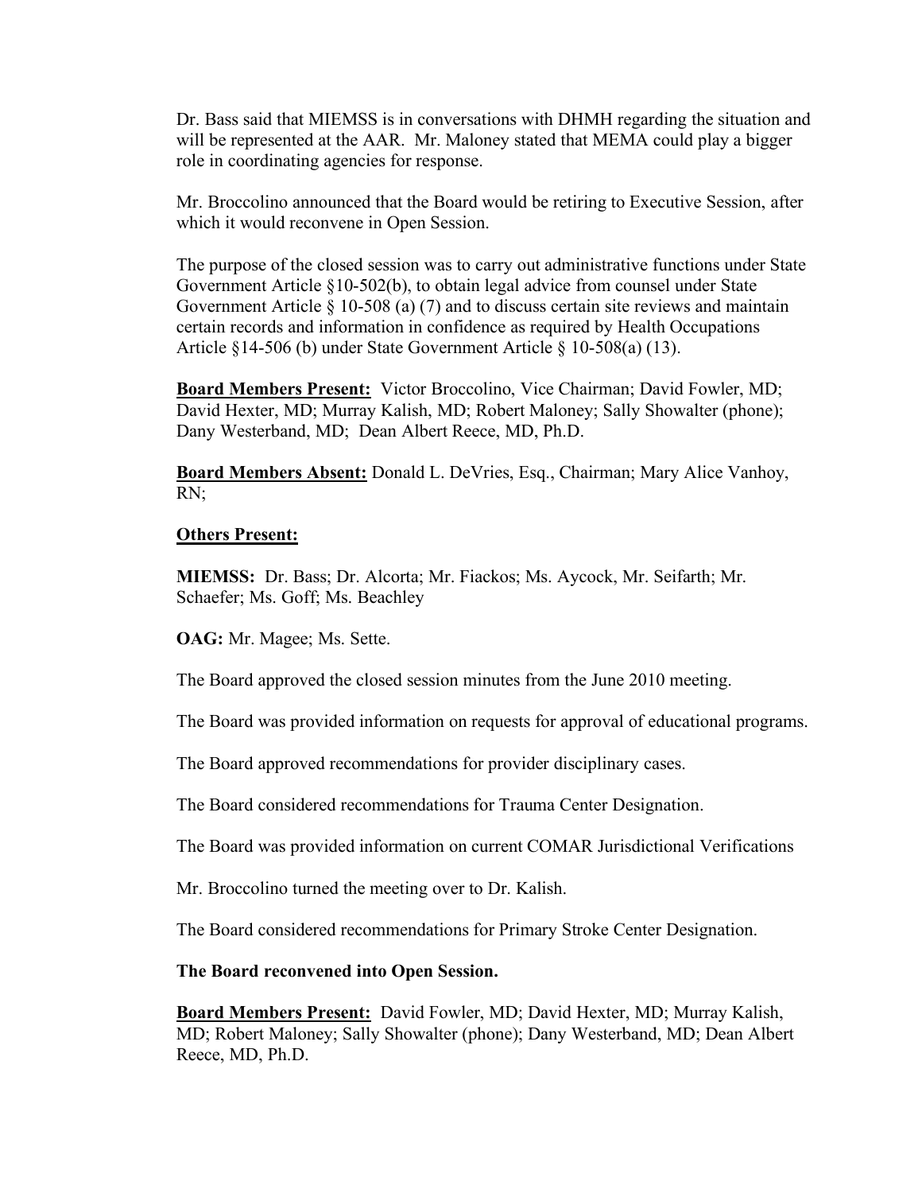Dr. Bass said that MIEMSS is in conversations with DHMH regarding the situation and will be represented at the AAR. Mr. Maloney stated that MEMA could play a bigger role in coordinating agencies for response.

Mr. Broccolino announced that the Board would be retiring to Executive Session, after which it would reconvene in Open Session.

The purpose of the closed session was to carry out administrative functions under State Government Article §10-502(b), to obtain legal advice from counsel under State Government Article § 10-508 (a) (7) and to discuss certain site reviews and maintain certain records and information in confidence as required by Health Occupations Article §14-506 (b) under State Government Article § 10-508(a) (13).

**Board Members Present:** Victor Broccolino, Vice Chairman; David Fowler, MD; David Hexter, MD; Murray Kalish, MD; Robert Maloney; Sally Showalter (phone); Dany Westerband, MD; Dean Albert Reece, MD, Ph.D.

**Board Members Absent:** Donald L. DeVries, Esq., Chairman; Mary Alice Vanhoy, RN;

**Others Present:**

**MIEMSS:** Dr. Bass; Dr. Alcorta; Mr. Fiackos; Ms. Aycock, Mr. Seifarth; Mr. Schaefer; Ms. Goff; Ms. Beachley

**OAG:** Mr. Magee; Ms. Sette.

The Board approved the closed session minutes from the June 2010 meeting.

The Board was provided information on requests for approval of educational programs.

The Board approved recommendations for provider disciplinary cases.

The Board considered recommendations for Trauma Center Designation.

The Board was provided information on current COMAR Jurisdictional Verifications

Mr. Broccolino turned the meeting over to Dr. Kalish.

The Board considered recommendations for Primary Stroke Center Designation.

**The Board reconvened into Open Session.**

**Board Members Present:** David Fowler, MD; David Hexter, MD; Murray Kalish, MD; Robert Maloney; Sally Showalter (phone); Dany Westerband, MD; Dean Albert Reece, MD, Ph.D.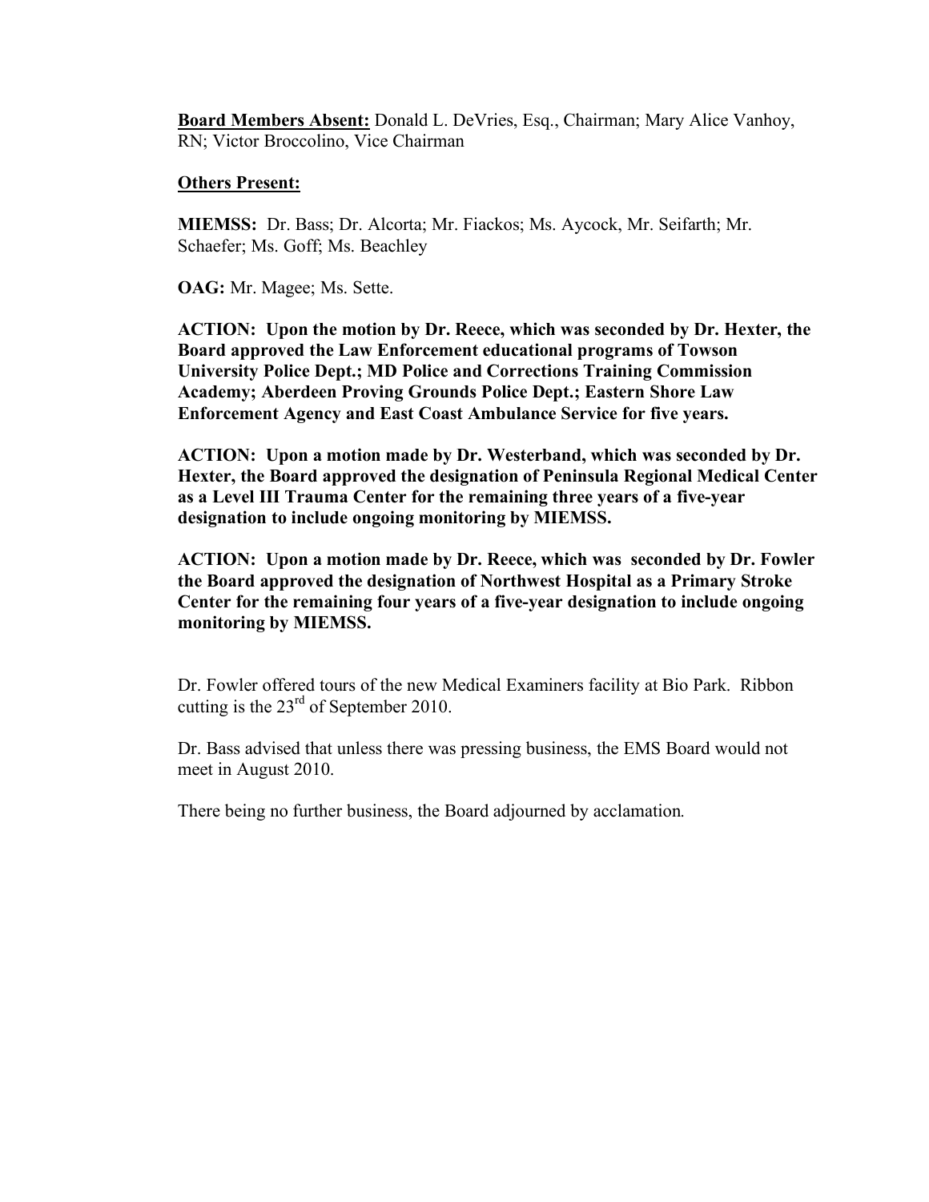**Board Members Absent:** Donald L. DeVries, Esq., Chairman; Mary Alice Vanhoy, RN; Victor Broccolino, Vice Chairman

**Others Present:**

**MIEMSS:** Dr. Bass; Dr. Alcorta; Mr. Fiackos; Ms. Aycock, Mr. Seifarth; Mr. Schaefer; Ms. Goff; Ms. Beachley

**OAG:** Mr. Magee; Ms. Sette.

**ACTION: Upon the motion by Dr. Reece, which was seconded by Dr. Hexter, the Board approved the Law Enforcement educational programs of Towson University Police Dept.; MD Police and Corrections Training Commission Academy; Aberdeen Proving Grounds Police Dept.; Eastern Shore Law Enforcement Agency and East Coast Ambulance Service for five years.**

**ACTION: Upon a motion made by Dr. Westerband, which was seconded by Dr. Hexter, the Board approved the designation of Peninsula Regional Medical Center as a Level III Trauma Center for the remaining three years of a five-year designation to include ongoing monitoring by MIEMSS.**

**ACTION: Upon a motion made by Dr. Reece, which was seconded by Dr. Fowler the Board approved the designation of Northwest Hospital as a Primary Stroke Center for the remaining four years of a five-year designation to include ongoing monitoring by MIEMSS.**

Dr. Fowler offered tours of the new Medical Examiners facility at Bio Park. Ribbon cutting is the 23rd of September 2010.

Dr. Bass advised that unless there was pressing business, the EMS Board would not meet in August 2010.

There being no further business, the Board adjourned by acclamation.